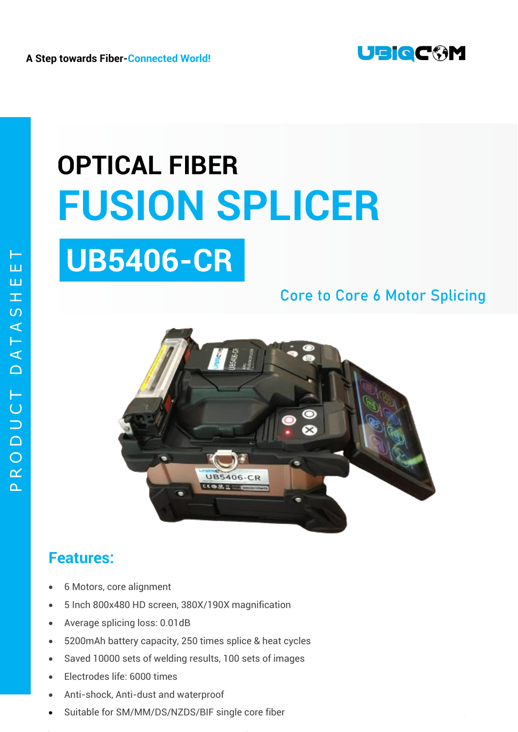A Step towards Fiber-Connected World!

PRODUCT DATASHEET

# OPTICAL FIBER
# FUSION SPLICER
## UB5406-CR

Core to Core 6 Motor Splicing

## Features:

- 6 Motors, core alignment
- 5 Inch 800x480 HD screen, 380X/190X magnification
- Average splicing loss: 0.01dB
- 5200mAh battery capacity, 250 times splice & heat cycles
- Saved 10000 sets of welding results, 100 sets of images
- Electrodes life: 6000 times
- Anti-shock, Anti-dust and waterproof
- Suitable for SM/MM/DS/NZDS/BIF single core fiber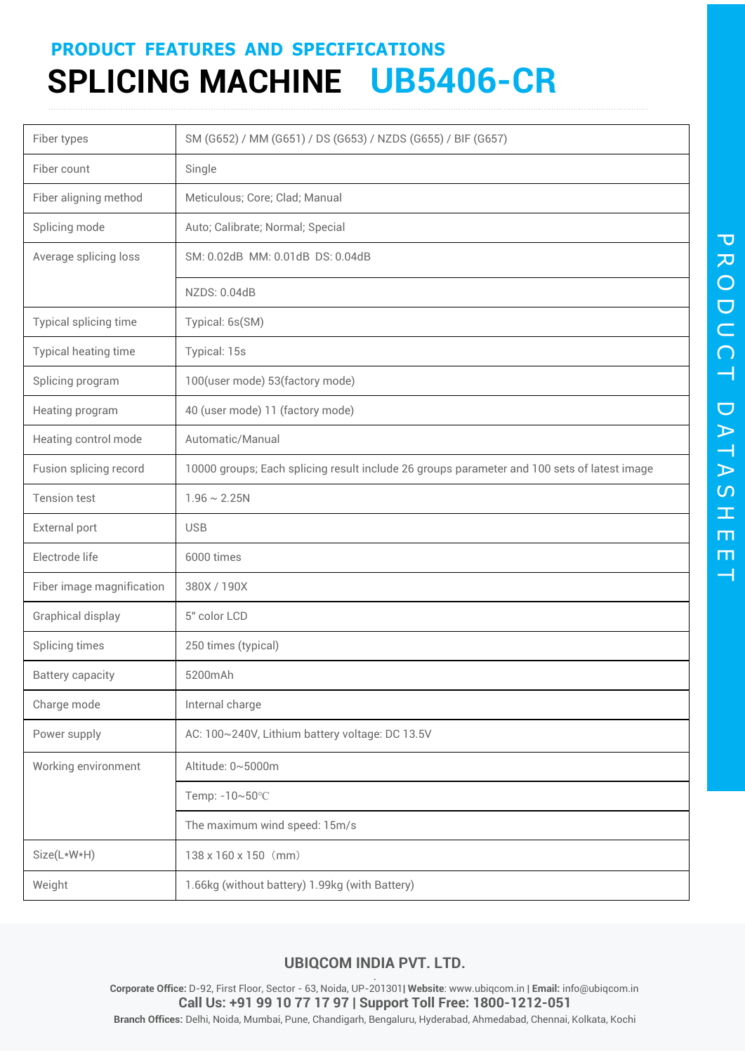## PRODUCT FEATURES AND SPECIFICATIONS

# SPLICING MACHINE UB5406-CR

| | |
|---|---|
| Fiber types | SM (G652) / MM (G651) / DS (G653) / NZDS (G655) / BIF (G657) |
| Fiber count | Single |
| Fiber aligning method | Meticulous; Core; Clad; Manual |
| Splicing mode | Auto; Calibrate; Normal; Special |
| Average splicing loss | SM: 0.02dB MM: 0.01dB DS: 0.04dB |
| | NZDS: 0.04dB |
| Typical splicing time | Typical: 6s(SM) |
| Typical heating time | Typical: 15s |
| Splicing program | 100(user mode) 53(factory mode) |
| Heating program | 40 (user mode) 11 (factory mode) |
| Heating control mode | Automatic/Manual |
| Fusion splicing record | 10000 groups; Each splicing result include 26 groups parameter and 100 sets of latest image |
| Tension test | 1.96 ~ 2.25N |
| External port | USB |
| Electrode life | 6000 times |
| Fiber image magnification | 380X / 190X |
| Graphical display | 5" color LCD |
| Splicing times | 250 times (typical) |
| Battery capacity | 5200mAh |
| Charge mode | Internal charge |
| Power supply | AC: 100~240V, Lithium battery voltage: DC 13.5V |
| Working environment | Altitude: 0~5000m |
| | Temp: -10~50℃ |
| | The maximum wind speed: 15m/s |
| Size(L*W*H) | 138 x 160 x 150（mm） |
| Weight | 1.66kg (without battery) 1.99kg (with Battery) |

PRODUCT DATASHEET

**UBIQCOM INDIA PVT. LTD.**

**Corporate Office:** D-92, First Floor, Sector - 63, Noida, UP-201301| **Website**: www.ubiqcom.in | **Email:** info@ubiqcom.in

**Call Us: +91 99 10 77 17 97 | Support Toll Free: 1800-1212-051**

**Branch Offices:** Delhi, Noida, Mumbai, Pune, Chandigarh, Bengaluru, Hyderabad, Ahmedabad, Chennai, Kolkata, Kochi